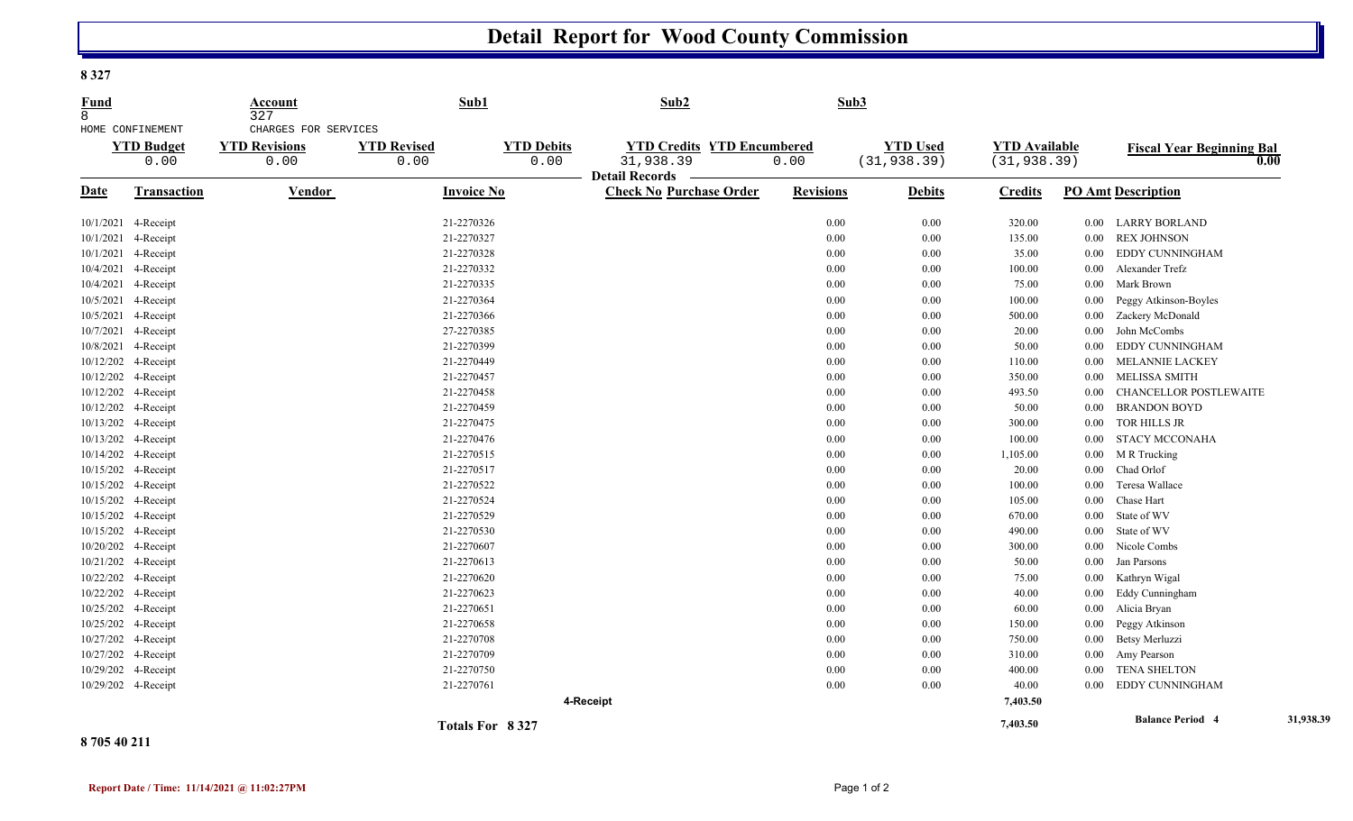# Detail Report for Wood County Commission

**8 327**

| Fund | Account | Sub1 | Sub2 | Sub3 |
|---|---|---|---|---|
| 8 | 327 | | | |
| HOME CONFINEMENT | CHARGES FOR SERVICES | | | |

| YTD Budget | YTD Revisions | YTD Revised | YTD Debits | YTD Credits | YTD Encumbered | YTD Used | YTD Available | Fiscal Year Beginning Bal |
|---|---|---|---|---|---|---|---|---|
| 0.00 | 0.00 | 0.00 | 0.00 | 31,938.39 | 0.00 | (31,938.39) | (31,938.39) | 0.00 |

**Detail Records**

| Date | Transaction | Vendor | Invoice No | Check No | Purchase Order | Revisions | Debits | Credits | PO Amt | Description |
|---|---|---|---|---|---|---|---|---|---|---|
| 10/1/2021 | 4-Receipt | | 21-2270326 | | | 0.00 | 0.00 | 320.00 | 0.00 | LARRY BORLAND |
| 10/1/2021 | 4-Receipt | | 21-2270327 | | | 0.00 | 0.00 | 135.00 | 0.00 | REX JOHNSON |
| 10/1/2021 | 4-Receipt | | 21-2270328 | | | 0.00 | 0.00 | 35.00 | 0.00 | EDDY CUNNINGHAM |
| 10/4/2021 | 4-Receipt | | 21-2270332 | | | 0.00 | 0.00 | 100.00 | 0.00 | Alexander Trefz |
| 10/4/2021 | 4-Receipt | | 21-2270335 | | | 0.00 | 0.00 | 75.00 | 0.00 | Mark Brown |
| 10/5/2021 | 4-Receipt | | 21-2270364 | | | 0.00 | 0.00 | 100.00 | 0.00 | Peggy Atkinson-Boyles |
| 10/5/2021 | 4-Receipt | | 21-2270366 | | | 0.00 | 0.00 | 500.00 | 0.00 | Zackery McDonald |
| 10/7/2021 | 4-Receipt | | 27-2270385 | | | 0.00 | 0.00 | 20.00 | 0.00 | John McCombs |
| 10/8/2021 | 4-Receipt | | 21-2270399 | | | 0.00 | 0.00 | 50.00 | 0.00 | EDDY CUNNINGHAM |
| 10/12/202 | 4-Receipt | | 21-2270449 | | | 0.00 | 0.00 | 110.00 | 0.00 | MELANNIE LACKEY |
| 10/12/202 | 4-Receipt | | 21-2270457 | | | 0.00 | 0.00 | 350.00 | 0.00 | MELISSA SMITH |
| 10/12/202 | 4-Receipt | | 21-2270458 | | | 0.00 | 0.00 | 493.50 | 0.00 | CHANCELLOR POSTLEWAITE |
| 10/12/202 | 4-Receipt | | 21-2270459 | | | 0.00 | 0.00 | 50.00 | 0.00 | BRANDON BOYD |
| 10/13/202 | 4-Receipt | | 21-2270475 | | | 0.00 | 0.00 | 300.00 | 0.00 | TOR HILLS JR |
| 10/13/202 | 4-Receipt | | 21-2270476 | | | 0.00 | 0.00 | 100.00 | 0.00 | STACY MCCONAHA |
| 10/14/202 | 4-Receipt | | 21-2270515 | | | 0.00 | 0.00 | 1,105.00 | 0.00 | M R Trucking |
| 10/15/202 | 4-Receipt | | 21-2270517 | | | 0.00 | 0.00 | 20.00 | 0.00 | Chad Orlof |
| 10/15/202 | 4-Receipt | | 21-2270522 | | | 0.00 | 0.00 | 100.00 | 0.00 | Teresa Wallace |
| 10/15/202 | 4-Receipt | | 21-2270524 | | | 0.00 | 0.00 | 105.00 | 0.00 | Chase Hart |
| 10/15/202 | 4-Receipt | | 21-2270529 | | | 0.00 | 0.00 | 670.00 | 0.00 | State of WV |
| 10/15/202 | 4-Receipt | | 21-2270530 | | | 0.00 | 0.00 | 490.00 | 0.00 | State of WV |
| 10/20/202 | 4-Receipt | | 21-2270607 | | | 0.00 | 0.00 | 300.00 | 0.00 | Nicole Combs |
| 10/21/202 | 4-Receipt | | 21-2270613 | | | 0.00 | 0.00 | 50.00 | 0.00 | Jan Parsons |
| 10/22/202 | 4-Receipt | | 21-2270620 | | | 0.00 | 0.00 | 75.00 | 0.00 | Kathryn Wigal |
| 10/22/202 | 4-Receipt | | 21-2270623 | | | 0.00 | 0.00 | 40.00 | 0.00 | Eddy Cunningham |
| 10/25/202 | 4-Receipt | | 21-2270651 | | | 0.00 | 0.00 | 60.00 | 0.00 | Alicia Bryan |
| 10/25/202 | 4-Receipt | | 21-2270658 | | | 0.00 | 0.00 | 150.00 | 0.00 | Peggy Atkinson |
| 10/27/202 | 4-Receipt | | 21-2270708 | | | 0.00 | 0.00 | 750.00 | 0.00 | Betsy Merluzzi |
| 10/27/202 | 4-Receipt | | 21-2270709 | | | 0.00 | 0.00 | 310.00 | 0.00 | Amy Pearson |
| 10/29/202 | 4-Receipt | | 21-2270750 | | | 0.00 | 0.00 | 400.00 | 0.00 | TENA SHELTON |
| 10/29/202 | 4-Receipt | | 21-2270761 | | | 0.00 | 0.00 | 40.00 | 0.00 | EDDY CUNNINGHAM |
| | | | | 4-Receipt | | | | 7,403.50 | | |
| | | | Totals For 8 327 | | | | | 7,403.50 | | Balance Period 4 — 31,938.39 |

**8 705 40 211**

Report Date / Time: 11/14/2021 @ 11:02:27PM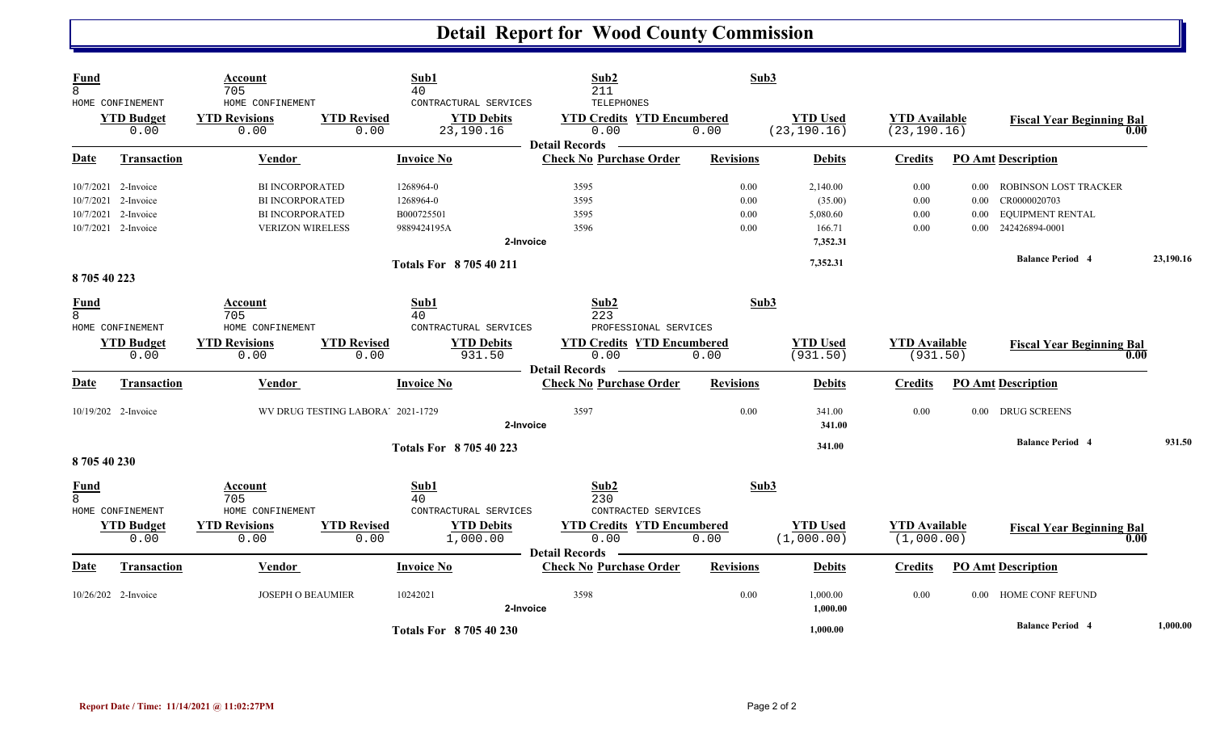# Detail Report for Wood County Commission

| Fund | Account | | Sub1 | Sub2 | | Sub3 | | |
|---|---|---|---|---|---|---|---|---|
| 8 | 705 | | 40 | 211 | | | | |
| HOME CONFINEMENT | HOME CONFINEMENT | | CONTRACTURAL SERVICES | TELEPHONES | | | | |
| **YTD Budget** | **YTD Revisions** | **YTD Revised** | **YTD Debits** | **YTD Credits** | **YTD Encumbered** | **YTD Used** | **YTD Available** | **Fiscal Year Beginning Bal** |
| 0.00 | 0.00 | 0.00 | 23,190.16 | 0.00 | 0.00 | (23,190.16) | (23,190.16) | 0.00 |

**Detail Records**

| Date | Transaction | Vendor | Invoice No | Check No | Purchase Order | Revisions | Debits | Credits | PO Amt | Description |
|---|---|---|---|---|---|---|---|---|---|---|
| 10/7/2021 | 2-Invoice | BI INCORPORATED | 1268964-0 | 3595 | | 0.00 | 2,140.00 | 0.00 | 0.00 | ROBINSON LOST TRACKER |
| 10/7/2021 | 2-Invoice | BI INCORPORATED | 1268964-0 | 3595 | | 0.00 | (35.00) | 0.00 | 0.00 | CR0000020703 |
| 10/7/2021 | 2-Invoice | BI INCORPORATED | B000725501 | 3595 | | 0.00 | 5,080.60 | 0.00 | 0.00 | EQUIPMENT RENTAL |
| 10/7/2021 | 2-Invoice | VERIZON WIRELESS | 9889424195A | 3596 | | 0.00 | 166.71 | 0.00 | 0.00 | 242426894-0001 |
| | | | 2-Invoice | | | | 7,352.31 | | | |

**Totals For 8 705 40 211** 7,352.31 — **Balance Period 4** 23,190.16

## 8 705 40 223

| Fund | Account | | Sub1 | Sub2 | | Sub3 | | |
|---|---|---|---|---|---|---|---|---|
| 8 | 705 | | 40 | 223 | | | | |
| HOME CONFINEMENT | HOME CONFINEMENT | | CONTRACTURAL SERVICES | PROFESSIONAL SERVICES | | | | |
| **YTD Budget** | **YTD Revisions** | **YTD Revised** | **YTD Debits** | **YTD Credits** | **YTD Encumbered** | **YTD Used** | **YTD Available** | **Fiscal Year Beginning Bal** |
| 0.00 | 0.00 | 0.00 | 931.50 | 0.00 | 0.00 | (931.50) | (931.50) | 0.00 |

**Detail Records**

| Date | Transaction | Vendor | Invoice No | Check No | Purchase Order | Revisions | Debits | Credits | PO Amt | Description |
|---|---|---|---|---|---|---|---|---|---|---|
| 10/19/202 | 2-Invoice | WV DRUG TESTING LABORA' | 2021-1729 | 3597 | | 0.00 | 341.00 | 0.00 | 0.00 | DRUG SCREENS |
| | | | 2-Invoice | | | | 341.00 | | | |

**Totals For 8 705 40 223** 341.00 — **Balance Period 4** 931.50

## 8 705 40 230

| Fund | Account | | Sub1 | Sub2 | | Sub3 | | |
|---|---|---|---|---|---|---|---|---|
| 8 | 705 | | 40 | 230 | | | | |
| HOME CONFINEMENT | HOME CONFINEMENT | | CONTRACTURAL SERVICES | CONTRACTED SERVICES | | | | |
| **YTD Budget** | **YTD Revisions** | **YTD Revised** | **YTD Debits** | **YTD Credits** | **YTD Encumbered** | **YTD Used** | **YTD Available** | **Fiscal Year Beginning Bal** |
| 0.00 | 0.00 | 0.00 | 1,000.00 | 0.00 | 0.00 | (1,000.00) | (1,000.00) | 0.00 |

**Detail Records**

| Date | Transaction | Vendor | Invoice No | Check No | Purchase Order | Revisions | Debits | Credits | PO Amt | Description |
|---|---|---|---|---|---|---|---|---|---|---|
| 10/26/202 | 2-Invoice | JOSEPH O BEAUMIER | 10242021 | 3598 | | 0.00 | 1,000.00 | 0.00 | 0.00 | HOME CONF REFUND |
| | | | 2-Invoice | | | | 1,000.00 | | | |

**Totals For 8 705 40 230** 1,000.00 — **Balance Period 4** 1,000.00

**Report Date / Time: 11/14/2021 @ 11:02:27PM**